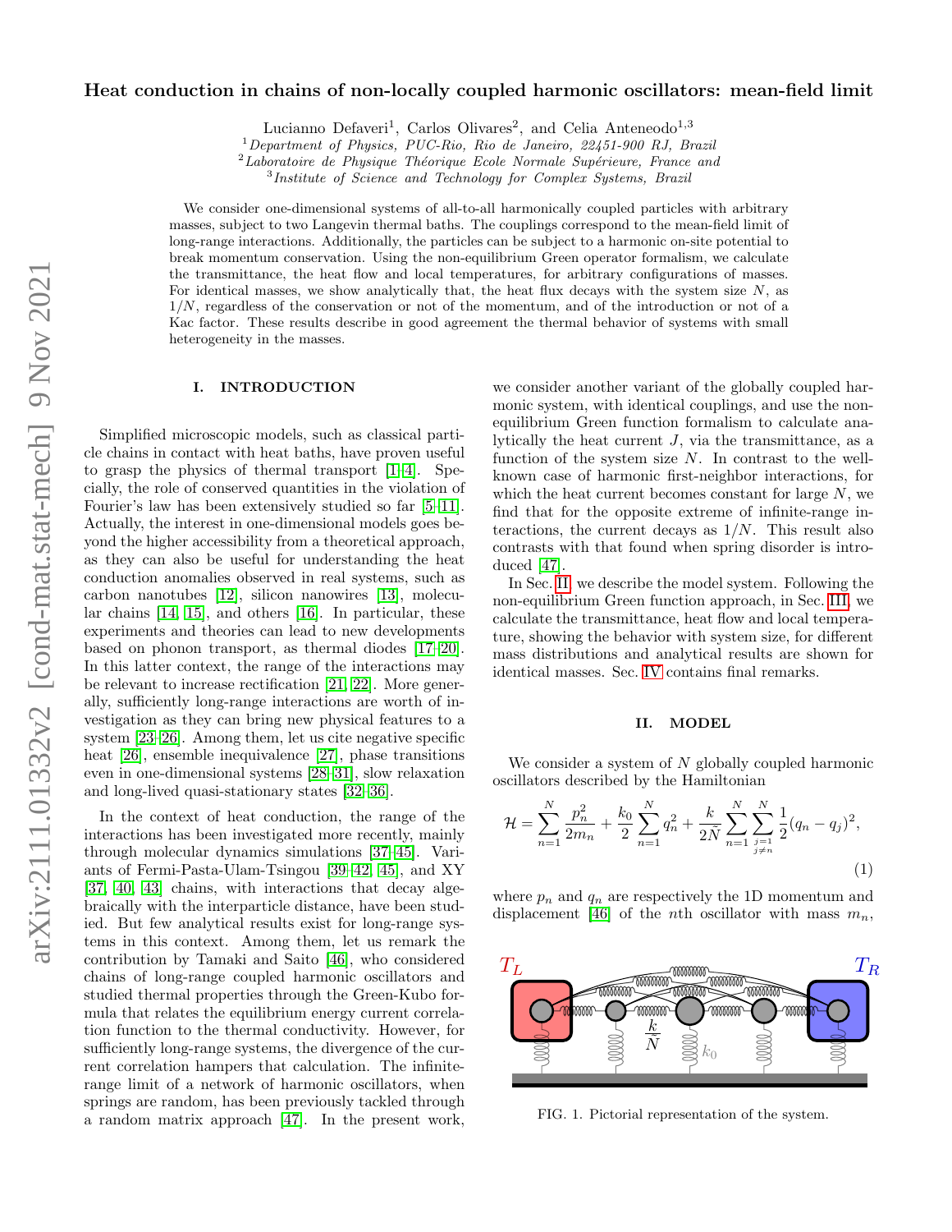# Heat conduction in chains of non-locally coupled harmonic oscillators: mean-field limit

Lucianno Defaveri[1], Carlos Olivares[2], and Celia Anteneodo[1,3]

[1]*Department of Physics, PUC-Rio, Rio de Janeiro, 22451-900 RJ, Brazil*
[2]*Laboratoire de Physique Théorique Ecole Normale Supérieure, France and*
[3]*Institute of Science and Technology for Complex Systems, Brazil*

We consider one-dimensional systems of all-to-all harmonically coupled particles with arbitrary masses, subject to two Langevin thermal baths. The couplings correspond to the mean-field limit of long-range interactions. Additionally, the particles can be subject to a harmonic on-site potential to break momentum conservation. Using the non-equilibrium Green operator formalism, we calculate the transmittance, the heat flow and local temperatures, for arbitrary configurations of masses. For identical masses, we show analytically that, the heat flux decays with the system size $N$, as $1/N$, regardless of the conservation or not of the momentum, and of the introduction or not of a Kac factor. These results describe in good agreement the thermal behavior of systems with small heterogeneity in the masses.

## I. INTRODUCTION

Simplified microscopic models, such as classical particle chains in contact with heat baths, have proven useful to grasp the physics of thermal transport [1–4]. Specially, the role of conserved quantities in the violation of Fourier's law has been extensively studied so far [5–11]. Actually, the interest in one-dimensional models goes beyond the higher accessibility from a theoretical approach, as they can also be useful for understanding the heat conduction anomalies observed in real systems, such as carbon nanotubes [12], silicon nanowires [13], molecular chains [14, 15], and others [16]. In particular, these experiments and theories can lead to new developments based on phonon transport, as thermal diodes [17–20]. In this latter context, the range of the interactions may be relevant to increase rectification [21, 22]. More generally, sufficiently long-range interactions are worth of investigation as they can bring new physical features to a system [23–26]. Among them, let us cite negative specific heat [26], ensemble inequivalence [27], phase transitions even in one-dimensional systems [28–31], slow relaxation and long-lived quasi-stationary states [32–36].

In the context of heat conduction, the range of the interactions has been investigated more recently, mainly through molecular dynamics simulations [37–45]. Variants of Fermi-Pasta-Ulam-Tsingou [39–42, 45], and XY [37, 40, 43] chains, with interactions that decay algebraically with the interparticle distance, have been studied. But few analytical results exist for long-range systems in this context. Among them, let us remark the contribution by Tamaki and Saito [46], who considered chains of long-range coupled harmonic oscillators and studied thermal properties through the Green-Kubo formula that relates the equilibrium energy current correlation function to the thermal conductivity. However, for sufficiently long-range systems, the divergence of the current correlation hampers that calculation. The infinite-range limit of a network of harmonic oscillators, when springs are random, has been previously tackled through a random matrix approach [47]. In the present work, we consider another variant of the globally coupled harmonic system, with identical couplings, and use the non-equilibrium Green function formalism to calculate analytically the heat current $J$, via the transmittance, as a function of the system size $N$. In contrast to the well-known case of harmonic first-neighbor interactions, for which the heat current becomes constant for large $N$, we find that for the opposite extreme of infinite-range interactions, the current decays as $1/N$. This result also contrasts with that found when spring disorder is introduced [47].

In Sec. II we describe the model system. Following the non-equilibrium Green function approach, in Sec. III we calculate the transmittance, heat flow and local temperature, showing the behavior with system size, for different mass distributions and analytical results are shown for identical masses. Sec. IV contains final remarks.

## II. MODEL

We consider a system of $N$ globally coupled harmonic oscillators described by the Hamiltonian

$$\mathcal{H} = \sum_{n=1}^{N} \frac{p_n^2}{2m_n} + \frac{k_0}{2}\sum_{n=1}^{N} q_n^2 + \frac{k}{2\tilde{N}}\sum_{n=1}^{N}\sum_{\substack{j=1 \\ j\neq n}}^{N} \frac{1}{2}(q_n - q_j)^2, \tag{1}$$

where $p_n$ and $q_n$ are respectively the 1D momentum and displacement [46] of the $n$th oscillator with mass $m_n$,

FIG. 1. Pictorial representation of the system.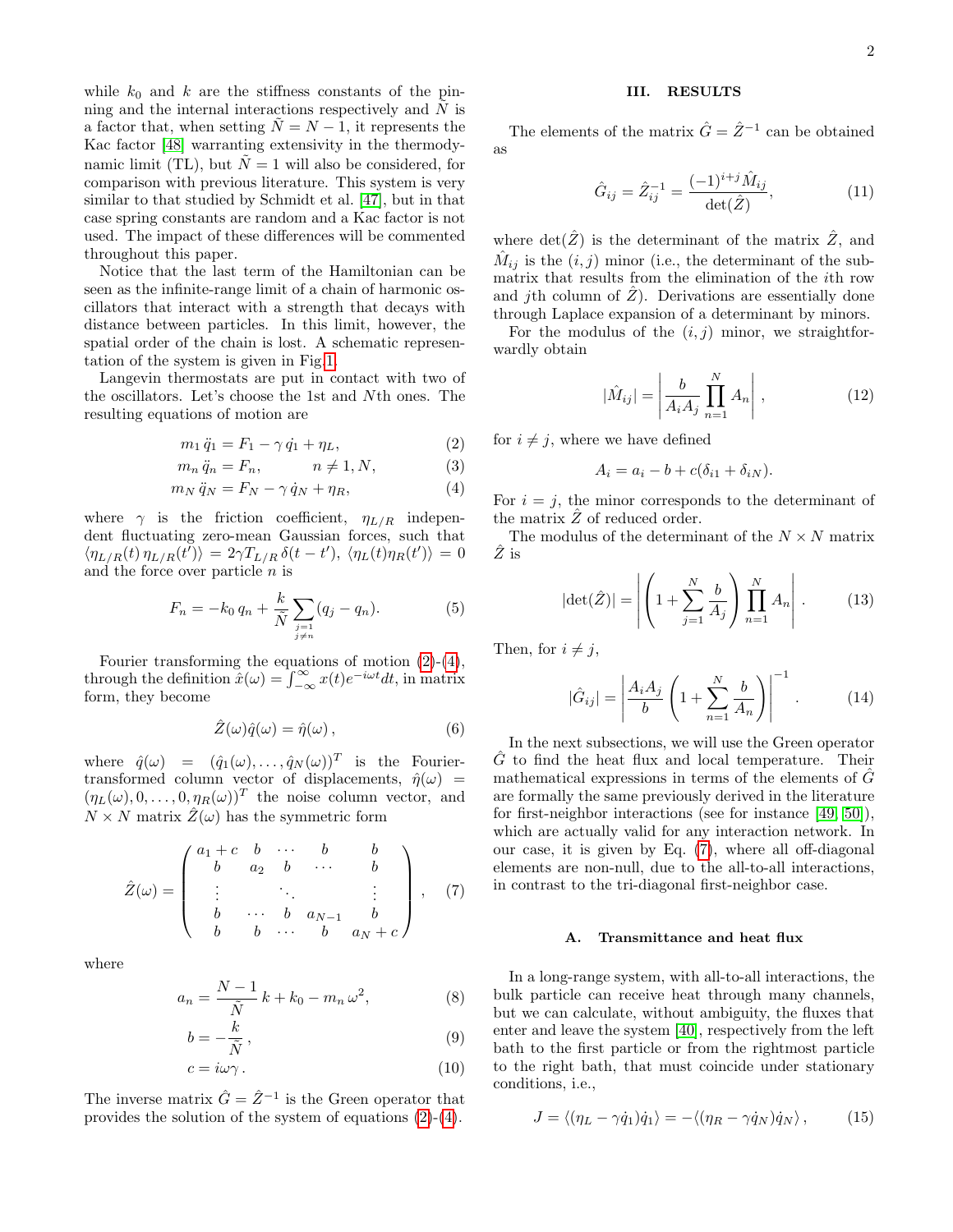while $k_0$ and $k$ are the stiffness constants of the pinning and the internal interactions respectively and $\tilde{N}$ is a factor that, when setting $\tilde{N} = N-1$, it represents the Kac factor [48] warranting extensivity in the thermodynamic limit (TL), but $\tilde{N} = 1$ will also be considered, for comparison with previous literature. This system is very similar to that studied by Schmidt et al. [47], but in that case spring constants are random and a Kac factor is not used. The impact of these differences will be commented throughout this paper.

Notice that the last term of the Hamiltonian can be seen as the infinite-range limit of a chain of harmonic oscillators that interact with a strength that decays with distance between particles. In this limit, however, the spatial order of the chain is lost. A schematic representation of the system is given in Fig. 1.

Langevin thermostats are put in contact with two of the oscillators. Let's choose the 1st and $N$th ones. The resulting equations of motion are

$$m_1 \ddot{q}_1 = F_1 - \gamma \dot{q}_1 + \eta_L, \tag{2}$$

$$m_n \ddot{q}_n = F_n, \qquad n \neq 1, N, \tag{3}$$

$$m_N \ddot{q}_N = F_N - \gamma \dot{q}_N + \eta_R, \tag{4}$$

where $\gamma$ is the friction coefficient, $\eta_{L/R}$ independent fluctuating zero-mean Gaussian forces, such that $\langle \eta_{L/R}(t)\, \eta_{L/R}(t')\rangle = 2\gamma T_{L/R}\, \delta(t-t')$, $\langle \eta_L(t)\eta_R(t')\rangle = 0$ and the force over particle $n$ is

$$F_n = -k_0\, q_n + \frac{k}{\tilde{N}} \sum_{\substack{j=1 \\ j\neq n}}^{N} (q_j - q_n). \tag{5}$$

Fourier transforming the equations of motion (2)-(4), through the definition $\hat{x}(\omega) = \int_{-\infty}^{\infty} x(t) e^{-i\omega t} dt$, in matrix form, they become

$$\hat{Z}(\omega)\hat{q}(\omega) = \hat{\eta}(\omega)\,, \tag{6}$$

where $\hat{q}(\omega) = (\hat{q}_1(\omega), \ldots, \hat{q}_N(\omega))^T$ is the Fourier-transformed column vector of displacements, $\hat{\eta}(\omega) = (\eta_L(\omega), 0, \ldots, 0, \eta_R(\omega))^T$ the noise column vector, and $N \times N$ matrix $\hat{Z}(\omega)$ has the symmetric form

$$\hat{Z}(\omega) = \begin{pmatrix} a_1 + c & b & \cdots & b & b \\ b & a_2 & b & \cdots & b \\ \vdots & & \ddots & & \vdots \\ b & \cdots & b & a_{N-1} & b \\ b & b & \cdots & b & a_N + c \end{pmatrix}, \tag{7}$$

where

$$a_n = \frac{N-1}{\tilde{N}}\, k + k_0 - m_n\, \omega^2, \tag{8}$$

$$b = -\frac{k}{\tilde{N}}\,, \tag{9}$$

$$c = i\omega\gamma\,. \tag{10}$$

The inverse matrix $\hat{G} = \hat{Z}^{-1}$ is the Green operator that provides the solution of the system of equations (2)-(4).

## III. RESULTS

The elements of the matrix $\hat{G} = \hat{Z}^{-1}$ can be obtained as

$$\hat{G}_{ij} = \hat{Z}^{-1}_{ij} = \frac{(-1)^{i+j}\hat{M}_{ij}}{\det(\hat{Z})}, \tag{11}$$

where $\det(\hat{Z})$ is the determinant of the matrix $\hat{Z}$, and $\hat{M}_{ij}$ is the $(i,j)$ minor (i.e., the determinant of the submatrix that results from the elimination of the $i$th row and $j$th column of $\hat{Z}$). Derivations are essentially done through Laplace expansion of a determinant by minors.

For the modulus of the $(i,j)$ minor, we straightforwardly obtain

$$|\hat{M}_{ij}| = \left| \frac{b}{A_i A_j} \prod_{n=1}^{N} A_n \right|, \tag{12}$$

for $i \neq j$, where we have defined

$$A_i = a_i - b + c(\delta_{i1} + \delta_{iN}).$$

For $i = j$, the minor corresponds to the determinant of the matrix $\hat{Z}$ of reduced order.

The modulus of the determinant of the $N \times N$ matrix $\hat{Z}$ is

$$|\det(\hat{Z})| = \left| \left(1 + \sum_{j=1}^{N} \frac{b}{A_j}\right) \prod_{n=1}^{N} A_n \right|. \tag{13}$$

Then, for $i \neq j$,

$$|\hat{G}_{ij}| = \left| \frac{A_i A_j}{b} \left(1 + \sum_{n=1}^{N} \frac{b}{A_n}\right) \right|^{-1}. \tag{14}$$

In the next subsections, we will use the Green operator $\hat{G}$ to find the heat flux and local temperature. Their mathematical expressions in terms of the elements of $\hat{G}$ are formally the same previously derived in the literature for first-neighbor interactions (see for instance [49, 50]), which are actually valid for any interaction network. In our case, it is given by Eq. (7), where all off-diagonal elements are non-null, due to the all-to-all interactions, in contrast to the tri-diagonal first-neighbor case.

### A. Transmittance and heat flux

In a long-range system, with all-to-all interactions, the bulk particle can receive heat through many channels, but we can calculate, without ambiguity, the fluxes that enter and leave the system [40], respectively from the left bath to the first particle or from the rightmost particle to the right bath, that must coincide under stationary conditions, i.e.,

$$J = \langle (\eta_L - \gamma \dot{q}_1)\dot{q}_1 \rangle = -\langle (\eta_R - \gamma \dot{q}_N)\dot{q}_N \rangle\,, \tag{15}$$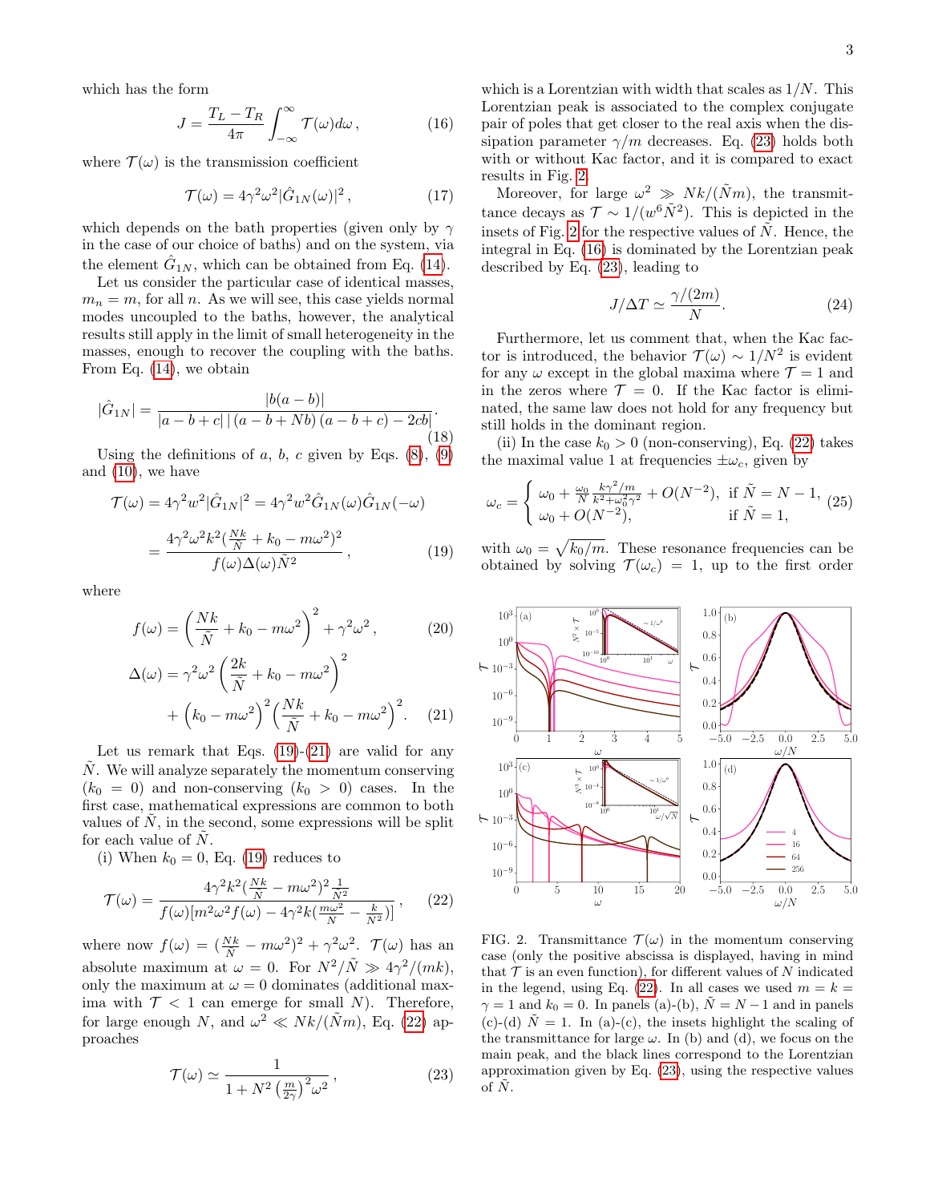which has the form

$$J = \frac{T_L - T_R}{4\pi} \int_{-\infty}^{\infty} \mathcal{T}(\omega) d\omega \,, \tag{16}$$

where $\mathcal{T}(\omega)$ is the transmission coefficient

$$\mathcal{T}(\omega) = 4\gamma^2 \omega^2 |\hat{G}_{1N}(\omega)|^2 \,, \tag{17}$$

which depends on the bath properties (given only by $\gamma$ in the case of our choice of baths) and on the system, via the element $\hat{G}_{1N}$, which can be obtained from Eq. (14).

Let us consider the particular case of identical masses, $m_n = m$, for all $n$. As we will see, this case yields normal modes uncoupled to the baths, however, the analytical results still apply in the limit of small heterogeneity in the masses, enough to recover the coupling with the baths. From Eq. (14), we obtain

$$|\hat{G}_{1N}| = \frac{|b(a-b)|}{|a-b+c|\,|\,(a-b+Nb)\,(a-b+c) - 2cb|}. \tag{18}$$

Using the definitions of $a$, $b$, $c$ given by Eqs. (8), (9) and (10), we have

$$\begin{aligned}\mathcal{T}(\omega) &= 4\gamma^2 w^2 |\hat{G}_{1N}|^2 = 4\gamma^2 w^2 \hat{G}_{1N}(\omega)\hat{G}_{1N}(-\omega) \\ &= \frac{4\gamma^2\omega^2 k^2 (\frac{Nk}{N} + k_0 - m\omega^2)^2}{f(\omega)\Delta(\omega)\tilde{N}^2}\,,\end{aligned} \tag{19}$$

where

$$f(\omega) = \left(\frac{Nk}{\tilde{N}} + k_0 - m\omega^2\right)^2 + \gamma^2\omega^2 \,, \tag{20}$$

$$\begin{aligned}\Delta(\omega) &= \gamma^2\omega^2 \left(\frac{2k}{\tilde{N}} + k_0 - m\omega^2\right)^2 \\ &\quad + \left(k_0 - m\omega^2\right)^2 \left(\frac{Nk}{\tilde{N}} + k_0 - m\omega^2\right)^2.\end{aligned} \tag{21}$$

Let us remark that Eqs. (19)-(21) are valid for any $\tilde{N}$. We will analyze separately the momentum conserving ($k_0 = 0$) and non-conserving ($k_0 > 0$) cases. In the first case, mathematical expressions are common to both values of $\tilde{N}$, in the second, some expressions will be split for each value of $\tilde{N}$.

(i) When $k_0 = 0$, Eq. (19) reduces to

$$\mathcal{T}(\omega) = \frac{4\gamma^2 k^2 (\frac{Nk}{N} - m\omega^2)^2 \frac{1}{N^2}}{f(\omega)[m^2\omega^2 f(\omega) - 4\gamma^2 k(\frac{m\omega^2}{N} - \frac{k}{N^2})]}\,, \tag{22}$$

where now $f(\omega) = (\frac{Nk}{\tilde{N}} - m\omega^2)^2 + \gamma^2\omega^2$. $\mathcal{T}(\omega)$ has an absolute maximum at $\omega = 0$. For $N^2/\tilde{N} \gg 4\gamma^2/(mk)$, only the maximum at $\omega = 0$ dominates (additional maxima with $\mathcal{T} < 1$ can emerge for small $N$). Therefore, for large enough $N$, and $\omega^2 \ll Nk/(\tilde{N}m)$, Eq. (22) approaches

$$\mathcal{T}(\omega) \simeq \frac{1}{1 + N^2\left(\frac{m}{2\gamma}\right)^2\omega^2}\,, \tag{23}$$

which is a Lorentzian with width that scales as $1/N$. This Lorentzian peak is associated to the complex conjugate pair of poles that get closer to the real axis when the dissipation parameter $\gamma/m$ decreases. Eq. (23) holds both with or without Kac factor, and it is compared to exact results in Fig. 2.

Moreover, for large $\omega^2 \gg Nk/(\tilde{N}m)$, the transmittance decays as $\mathcal{T} \sim 1/(w^6\tilde{N}^2)$. This is depicted in the insets of Fig. 2 for the respective values of $\tilde{N}$. Hence, the integral in Eq. (16) is dominated by the Lorentzian peak described by Eq. (23), leading to

$$J/\Delta T \simeq \frac{\gamma/(2m)}{N}. \tag{24}$$

Furthermore, let us comment that, when the Kac factor is introduced, the behavior $\mathcal{T}(\omega) \sim 1/N^2$ is evident for any $\omega$ except in the global maxima where $\mathcal{T} = 1$ and in the zeros where $\mathcal{T} = 0$. If the Kac factor is eliminated, the same law does not hold for any frequency but still holds in the dominant region.

(ii) In the case $k_0 > 0$ (non-conserving), Eq. (22) takes the maximal value 1 at frequencies $\pm\omega_c$, given by

$$\omega_c = \begin{cases} \omega_0 + \frac{\omega_0}{N}\frac{k\gamma^2/m}{k^2+\omega_0^2\gamma^2} + O(N^{-2}), & \text{if } \tilde{N} = N-1, \\ \omega_0 + O(N^{-2}), & \text{if } \tilde{N} = 1, \end{cases} \tag{25}$$

with $\omega_0 = \sqrt{k_0/m}$. These resonance frequencies can be obtained by solving $\mathcal{T}(\omega_c) = 1$, up to the first order

FIG. 2. Transmittance $\mathcal{T}(\omega)$ in the momentum conserving case (only the positive abscissa is displayed, having in mind that $\mathcal{T}$ is an even function), for different values of $N$ indicated in the legend, using Eq. (22). In all cases we used $m = k = \gamma = 1$ and $k_0 = 0$. In panels (a)-(b), $\tilde{N} = N - 1$ and in panels (c)-(d) $\tilde{N} = 1$. In (a)-(c), the insets highlight the scaling of the transmittance for large $\omega$. In (b) and (d), we focus on the main peak, and the black lines correspond to the Lorentzian approximation given by Eq. (23), using the respective values of $\tilde{N}$.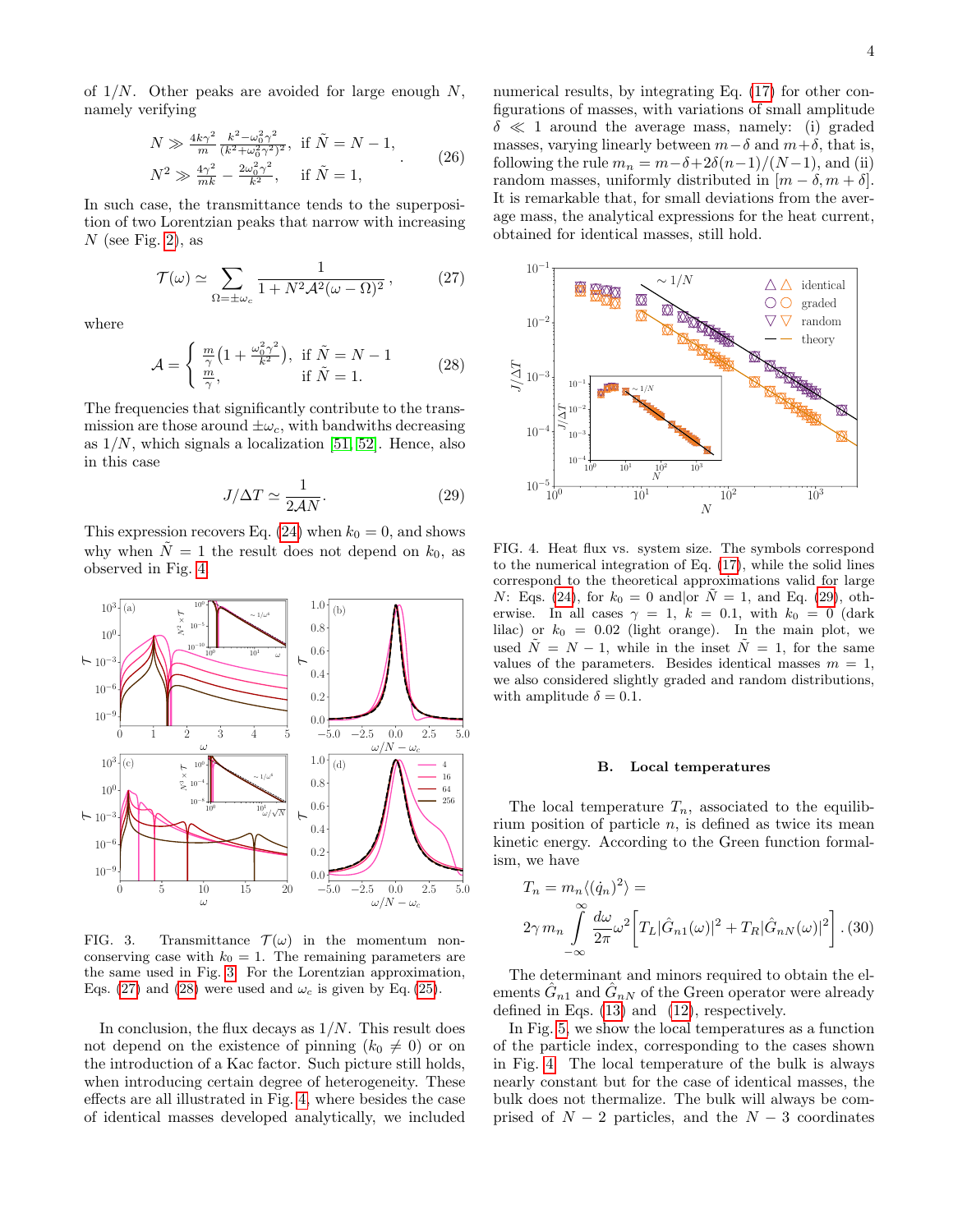of $1/N$. Other peaks are avoided for large enough $N$, namely verifying

$$
\begin{aligned}
N &\gg \tfrac{4k\gamma^2}{m}\tfrac{k^2-\omega_0^2\gamma^2}{(k^2+\omega_0^2\gamma^2)^2}, \quad \text{if } \tilde{N}=N-1, \\
N^2 &\gg \tfrac{4\gamma^2}{mk} - \tfrac{2\omega_0^2\gamma^2}{k^2}, \quad \text{if } \tilde{N}=1,
\end{aligned} \tag{26}
$$

In such case, the transmittance tends to the superposition of two Lorentzian peaks that narrow with increasing $N$ (see Fig. 2), as

$$
\mathcal{T}(\omega) \simeq \sum_{\Omega=\pm\omega_c} \frac{1}{1+N^2\mathcal{A}^2(\omega-\Omega)^2}, \tag{27}
$$

where

$$
\mathcal{A} = \begin{cases} \frac{m}{\gamma}\left(1+\frac{\omega_0^2\gamma^2}{k^2}\right), & \text{if } \tilde{N}=N-1 \\ \frac{m}{\gamma}, & \text{if } \tilde{N}=1. \end{cases} \tag{28}
$$

The frequencies that significantly contribute to the transmission are those around $\pm\omega_c$, with bandwiths decreasing as $1/N$, which signals a localization [51, 52]. Hence, also in this case

$$
J/\Delta T \simeq \frac{1}{2\mathcal{A}N}. \tag{29}
$$

This expression recovers Eq. (24) when $k_0=0$, and shows why when $\tilde{N}=1$ the result does not depend on $k_0$, as observed in Fig. 4.

FIG. 3. Transmittance $\mathcal{T}(\omega)$ in the momentum non-conserving case with $k_0=1$. The remaining parameters are the same used in Fig. 3. For the Lorentzian approximation, Eqs. (27) and (28) were used and $\omega_c$ is given by Eq. (25).

In conclusion, the flux decays as $1/N$. This result does not depend on the existence of pinning ($k_0 \neq 0$) or on the introduction of a Kac factor. Such picture still holds, when introducing certain degree of heterogeneity. These effects are all illustrated in Fig. 4, where besides the case of identical masses developed analytically, we included numerical results, by integrating Eq. (17) for other configurations of masses, with variations of small amplitude $\delta \ll 1$ around the average mass, namely: (i) graded masses, varying linearly between $m-\delta$ and $m+\delta$, that is, following the rule $m_n = m-\delta+2\delta(n-1)/(N-1)$, and (ii) random masses, uniformly distributed in $[m-\delta, m+\delta]$. It is remarkable that, for small deviations from the average mass, the analytical expressions for the heat current, obtained for identical masses, still hold.

FIG. 4. Heat flux vs. system size. The symbols correspond to the numerical integration of Eq. (17), while the solid lines correspond to the theoretical approximations valid for large $N$: Eqs. (24), for $k_0=0$ and|or $\tilde{N}=1$, and Eq. (29), otherwise. In all cases $\gamma=1$, $k=0.1$, with $k_0=0$ (dark lilac) or $k_0=0.02$ (light orange). In the main plot, we used $\tilde{N}=N-1$, while in the inset $\tilde{N}=1$, for the same values of the parameters. Besides identical masses $m=1$, we also considered slightly graded and random distributions, with amplitude $\delta=0.1$.

### B. Local temperatures

The local temperature $T_n$, associated to the equilibrium position of particle $n$, is defined as twice its mean kinetic energy. According to the Green function formalism, we have

$$
T_n = m_n\langle(\dot{q}_n)^2\rangle = 2\gamma\, m_n \int_{-\infty}^{\infty} \frac{d\omega}{2\pi}\omega^2\left[T_L|\hat{G}_{n1}(\omega)|^2 + T_R|\hat{G}_{nN}(\omega)|^2\right]. \tag{30}
$$

The determinant and minors required to obtain the elements $\hat{G}_{n1}$ and $\hat{G}_{nN}$ of the Green operator were already defined in Eqs. (13) and (12), respectively.

In Fig. 5, we show the local temperatures as a function of the particle index, corresponding to the cases shown in Fig. 4. The local temperature of the bulk is always nearly constant but for the case of identical masses, the bulk does not thermalize. The bulk will always be comprised of $N-2$ particles, and the $N-3$ coordinates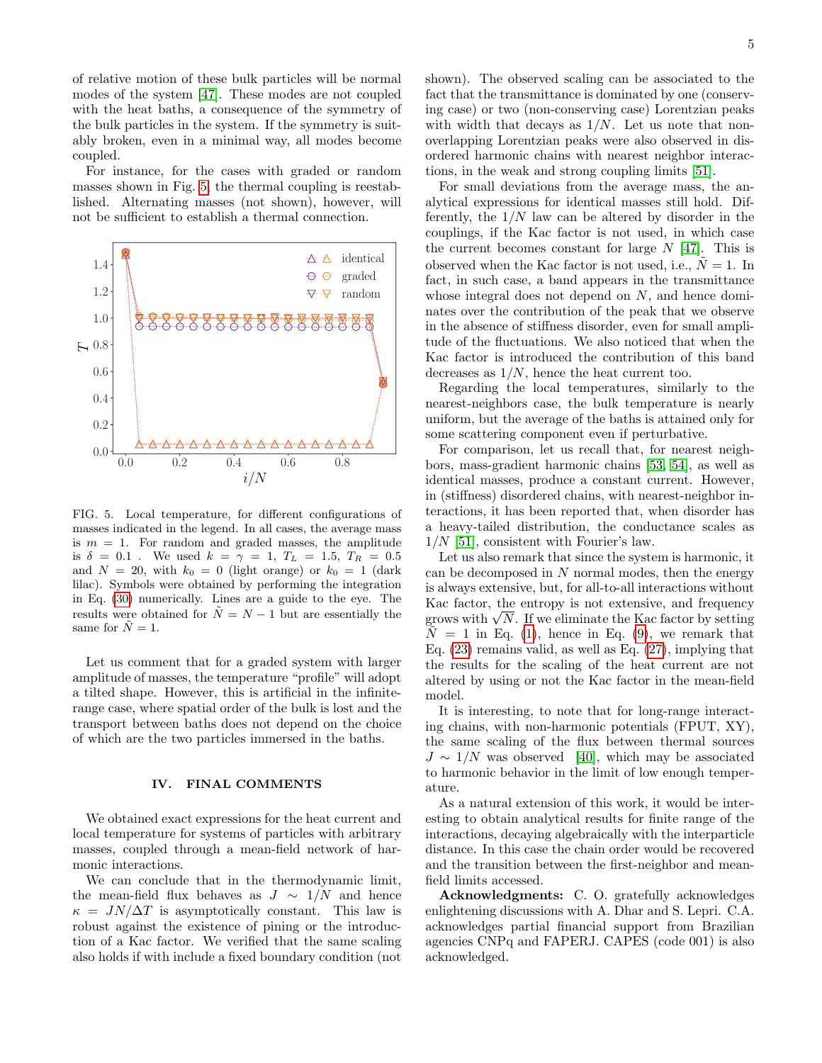of relative motion of these bulk particles will be normal modes of the system [47]. These modes are not coupled with the heat baths, a consequence of the symmetry of the bulk particles in the system. If the symmetry is suitably broken, even in a minimal way, all modes become coupled.

For instance, for the cases with graded or random masses shown in Fig. 5, the thermal coupling is reestablished. Alternating masses (not shown), however, will not be sufficient to establish a thermal connection.

FIG. 5. Local temperature, for different configurations of masses indicated in the legend. In all cases, the average mass is $m = 1$. For random and graded masses, the amplitude is $\delta = 0.1$ . We used $k = \gamma = 1$, $T_L = 1.5$, $T_R = 0.5$ and $N = 20$, with $k_0 = 0$ (light orange) or $k_0 = 1$ (dark lilac). Symbols were obtained by performing the integration in Eq. (30) numerically. Lines are a guide to the eye. The results were obtained for $\tilde{N} = N - 1$ but are essentially the same for $\tilde{N} = 1$.

Let us comment that for a graded system with larger amplitude of masses, the temperature "profile" will adopt a tilted shape. However, this is artificial in the infinite-range case, where spatial order of the bulk is lost and the transport between baths does not depend on the choice of which are the two particles immersed in the baths.

## IV. FINAL COMMENTS

We obtained exact expressions for the heat current and local temperature for systems of particles with arbitrary masses, coupled through a mean-field network of harmonic interactions.

We can conclude that in the thermodynamic limit, the mean-field flux behaves as $J \sim 1/N$ and hence $\kappa = JN/\Delta T$ is asymptotically constant. This law is robust against the existence of pining or the introduction of a Kac factor. We verified that the same scaling also holds if with include a fixed boundary condition (not shown). The observed scaling can be associated to the fact that the transmittance is dominated by one (conserving case) or two (non-conserving case) Lorentzian peaks with width that decays as $1/N$. Let us note that non-overlapping Lorentzian peaks were also observed in disordered harmonic chains with nearest neighbor interactions, in the weak and strong coupling limits [51].

For small deviations from the average mass, the analytical expressions for identical masses still hold. Differently, the $1/N$ law can be altered by disorder in the couplings, if the Kac factor is not used, in which case the current becomes constant for large $N$ [47]. This is observed when the Kac factor is not used, i.e., $\tilde{N} = 1$. In fact, in such case, a band appears in the transmittance whose integral does not depend on $N$, and hence dominates over the contribution of the peak that we observe in the absence of stiffness disorder, even for small amplitude of the fluctuations. We also noticed that when the Kac factor is introduced the contribution of this band decreases as $1/N$, hence the heat current too.

Regarding the local temperatures, similarly to the nearest-neighbors case, the bulk temperature is nearly uniform, but the average of the baths is attained only for some scattering component even if perturbative.

For comparison, let us recall that, for nearest neighbors, mass-gradient harmonic chains [53, 54], as well as identical masses, produce a constant current. However, in (stiffness) disordered chains, with nearest-neighbor interactions, it has been reported that, when disorder has a heavy-tailed distribution, the conductance scales as $1/N$ [51], consistent with Fourier's law.

Let us also remark that since the system is harmonic, it can be decomposed in $N$ normal modes, then the energy is always extensive, but, for all-to-all interactions without Kac factor, the entropy is not extensive, and frequency grows with $\sqrt{N}$. If we eliminate the Kac factor by setting $\tilde{N} = 1$ in Eq. (1), hence in Eq. (9), we remark that Eq. (23) remains valid, as well as Eq. (27), implying that the results for the scaling of the heat current are not altered by using or not the Kac factor in the mean-field model.

It is interesting, to note that for long-range interacting chains, with non-harmonic potentials (FPUT, XY), the same scaling of the flux between thermal sources $J \sim 1/N$ was observed [40], which may be associated to harmonic behavior in the limit of low enough temperature.

As a natural extension of this work, it would be interesting to obtain analytical results for finite range of the interactions, decaying algebraically with the interparticle distance. In this case the chain order would be recovered and the transition between the first-neighbor and mean-field limits accessed.

**Acknowledgments:** C. O. gratefully acknowledges enlightening discussions with A. Dhar and S. Lepri. C.A. acknowledges partial financial support from Brazilian agencies CNPq and FAPERJ. CAPES (code 001) is also acknowledged.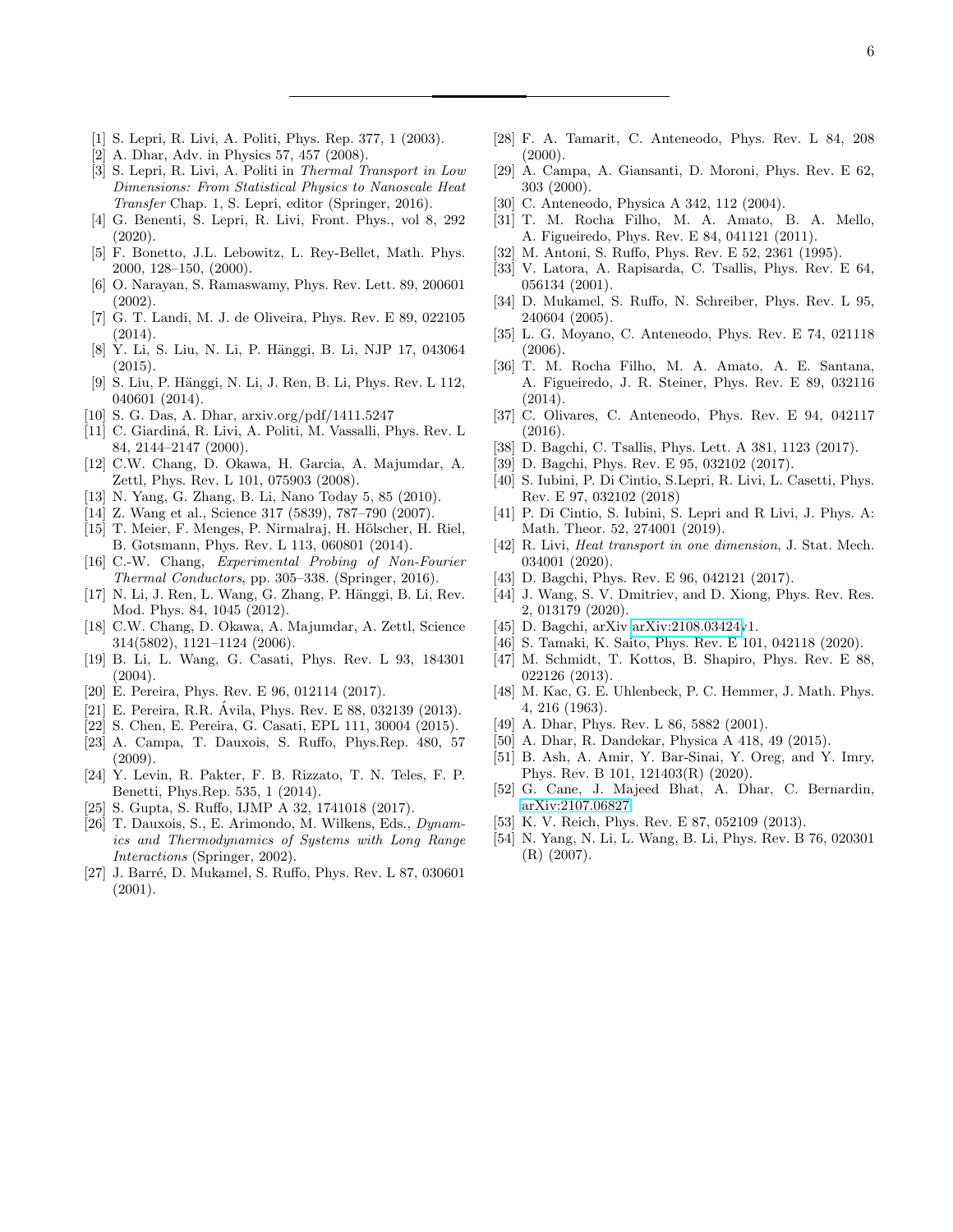[1] S. Lepri, R. Livi, A. Politi, Phys. Rep. 377, 1 (2003).
[2] A. Dhar, Adv. in Physics 57, 457 (2008).
[3] S. Lepri, R. Livi, A. Politi in *Thermal Transport in Low Dimensions: From Statistical Physics to Nanoscale Heat Transfer* Chap. 1, S. Lepri, editor (Springer, 2016).
[4] G. Benenti, S. Lepri, R. Livi, Front. Phys., vol 8, 292 (2020).
[5] F. Bonetto, J.L. Lebowitz, L. Rey-Bellet, Math. Phys. 2000, 128–150, (2000).
[6] O. Narayan, S. Ramaswamy, Phys. Rev. Lett. 89, 200601 (2002).
[7] G. T. Landi, M. J. de Oliveira, Phys. Rev. E 89, 022105 (2014).
[8] Y. Li, S. Liu, N. Li, P. Hänggi, B. Li, NJP 17, 043064 (2015).
[9] S. Liu, P. Hänggi, N. Li, J. Ren, B. Li, Phys. Rev. L 112, 040601 (2014).
[10] S. G. Das, A. Dhar, arxiv.org/pdf/1411.5247
[11] C. Giardiná, R. Livi, A. Politi, M. Vassalli, Phys. Rev. L 84, 2144–2147 (2000).
[12] C.W. Chang, D. Okawa, H. Garcia, A. Majumdar, A. Zettl, Phys. Rev. L 101, 075903 (2008).
[13] N. Yang, G. Zhang, B. Li, Nano Today 5, 85 (2010).
[14] Z. Wang et al., Science 317 (5839), 787–790 (2007).
[15] T. Meier, F. Menges, P. Nirmalraj, H. Hölscher, H. Riel, B. Gotsmann, Phys. Rev. L 113, 060801 (2014).
[16] C.-W. Chang, *Experimental Probing of Non-Fourier Thermal Conductors*, pp. 305–338. (Springer, 2016).
[17] N. Li, J. Ren, L. Wang, G. Zhang, P. Hänggi, B. Li, Rev. Mod. Phys. 84, 1045 (2012).
[18] C.W. Chang, D. Okawa, A. Majumdar, A. Zettl, Science 314(5802), 1121–1124 (2006).
[19] B. Li, L. Wang, G. Casati, Phys. Rev. L 93, 184301 (2004).
[20] E. Pereira, Phys. Rev. E 96, 012114 (2017).
[21] E. Pereira, R.R. Ávila, Phys. Rev. E 88, 032139 (2013).
[22] S. Chen, E. Pereira, G. Casati, EPL 111, 30004 (2015).
[23] A. Campa, T. Dauxois, S. Ruffo, Phys.Rep. 480, 57 (2009).
[24] Y. Levin, R. Pakter, F. B. Rizzato, T. N. Teles, F. P. Benetti, Phys.Rep. 535, 1 (2014).
[25] S. Gupta, S. Ruffo, IJMP A 32, 1741018 (2017).
[26] T. Dauxois, S., E. Arimondo, M. Wilkens, Eds., *Dynamics and Thermodynamics of Systems with Long Range Interactions* (Springer, 2002).
[27] J. Barré, D. Mukamel, S. Ruffo, Phys. Rev. L 87, 030601 (2001).
[28] F. A. Tamarit, C. Anteneodo, Phys. Rev. L 84, 208 (2000).
[29] A. Campa, A. Giansanti, D. Moroni, Phys. Rev. E 62, 303 (2000).
[30] C. Anteneodo, Physica A 342, 112 (2004).
[31] T. M. Rocha Filho, M. A. Amato, B. A. Mello, A. Figueiredo, Phys. Rev. E 84, 041121 (2011).
[32] M. Antoni, S. Ruffo, Phys. Rev. E 52, 2361 (1995).
[33] V. Latora, A. Rapisarda, C. Tsallis, Phys. Rev. E 64, 056134 (2001).
[34] D. Mukamel, S. Ruffo, N. Schreiber, Phys. Rev. L 95, 240604 (2005).
[35] L. G. Moyano, C. Anteneodo, Phys. Rev. E 74, 021118 (2006).
[36] T. M. Rocha Filho, M. A. Amato, A. E. Santana, A. Figueiredo, J. R. Steiner, Phys. Rev. E 89, 032116 (2014).
[37] C. Olivares, C. Anteneodo, Phys. Rev. E 94, 042117 (2016).
[38] D. Bagchi, C. Tsallis, Phys. Lett. A 381, 1123 (2017).
[39] D. Bagchi, Phys. Rev. E 95, 032102 (2017).
[40] S. Iubini, P. Di Cintio, S.Lepri, R. Livi, L. Casetti, Phys. Rev. E 97, 032102 (2018)
[41] P. Di Cintio, S. Iubini, S. Lepri and R Livi, J. Phys. A: Math. Theor. 52, 274001 (2019).
[42] R. Livi, *Heat transport in one dimension*, J. Stat. Mech. 034001 (2020).
[43] D. Bagchi, Phys. Rev. E 96, 042121 (2017).
[44] J. Wang, S. V. Dmitriev, and D. Xiong, Phys. Rev. Res. 2, 013179 (2020).
[45] D. Bagchi, arXiv arXiv:2108.03424v1.
[46] S. Tamaki, K. Saito, Phys. Rev. E 101, 042118 (2020).
[47] M. Schmidt, T. Kottos, B. Shapiro, Phys. Rev. E 88, 022126 (2013).
[48] M. Kac, G. E. Uhlenbeck, P. C. Hemmer, J. Math. Phys. 4, 216 (1963).
[49] A. Dhar, Phys. Rev. L 86, 5882 (2001).
[50] A. Dhar, R. Dandekar, Physica A 418, 49 (2015).
[51] B. Ash, A. Amir, Y. Bar-Sinai, Y. Oreg, and Y. Imry, Phys. Rev. B 101, 121403(R) (2020).
[52] G. Cane, J. Majeed Bhat, A. Dhar, C. Bernardin, arXiv:2107.06827.
[53] K. V. Reich, Phys. Rev. E 87, 052109 (2013).
[54] N. Yang, N. Li, L. Wang, B. Li, Phys. Rev. B 76, 020301 (R) (2007).